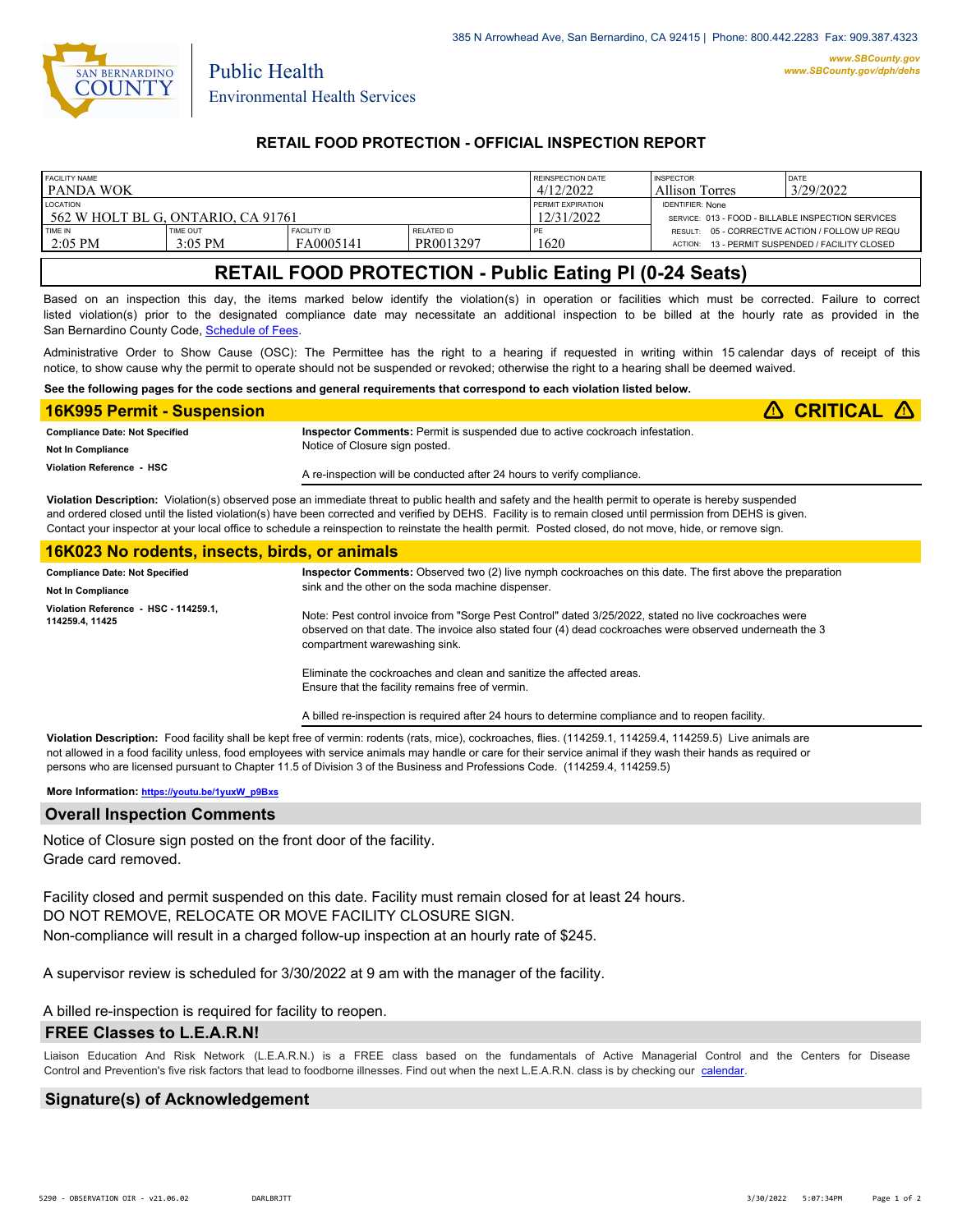385 N Arrowhead Ave, San Bernardino, CA 92415 | Phone: 800.442.2283 Fax: 909.387.4323

www.SBCounty.gov
www.SBCounty.gov/dph/dehs

San Bernardino County
Public Health
Environmental Health Services

## RETAIL FOOD PROTECTION - OFFICIAL INSPECTION REPORT

| FACILITY NAME | | | | REINSPECTION DATE | INSPECTOR | DATE |
|---|---|---|---|---|---|---|
| PANDA WOK | | | | 4/12/2022 | Allison Torres | 3/29/2022 |
| LOCATION | | | | PERMIT EXPIRATION | IDENTIFIER: None | |
| 562 W HOLT BL G, ONTARIO, CA 91761 | | | | 12/31/2022 | SERVICE: 013 - FOOD - BILLABLE INSPECTION SERVICES | |
| TIME IN | TIME OUT | FACILITY ID | RELATED ID | PE | RESULT: 05 - CORRECTIVE ACTION / FOLLOW UP REQU | |
| 2:05 PM | 3:05 PM | FA0005141 | PR0013297 | 1620 | ACTION: 13 - PERMIT SUSPENDED / FACILITY CLOSED | |

# RETAIL FOOD PROTECTION - Public Eating Pl (0-24 Seats)

Based on an inspection this day, the items marked below identify the violation(s) in operation or facilities which must be corrected. Failure to correct listed violation(s) prior to the designated compliance date may necessitate an additional inspection to be billed at the hourly rate as provided in the San Bernardino County Code, Schedule of Fees.

Administrative Order to Show Cause (OSC): The Permittee has the right to a hearing if requested in writing within 15 calendar days of receipt of this notice, to show cause why the permit to operate should not be suspended or revoked; otherwise the right to a hearing shall be deemed waived.

**See the following pages for the code sections and general requirements that correspond to each violation listed below.**

## 16K995 Permit - Suspension ⚠ CRITICAL ⚠

**Compliance Date: Not Specified**

**Not In Compliance**

**Violation Reference - HSC**

**Inspector Comments:** Permit is suspended due to active cockroach infestation.
Notice of Closure sign posted.

A re-inspection will be conducted after 24 hours to verify compliance.

**Violation Description:** Violation(s) observed pose an immediate threat to public health and safety and the health permit to operate is hereby suspended and ordered closed until the listed violation(s) have been corrected and verified by DEHS. Facility is to remain closed until permission from DEHS is given. Contact your inspector at your local office to schedule a reinspection to reinstate the health permit. Posted closed, do not move, hide, or remove sign.

## 16K023 No rodents, insects, birds, or animals

**Compliance Date: Not Specified**

**Not In Compliance**

**Violation Reference - HSC - 114259.1, 114259.4, 11425**

**Inspector Comments:** Observed two (2) live nymph cockroaches on this date. The first above the preparation sink and the other on the soda machine dispenser.

Note: Pest control invoice from "Sorge Pest Control" dated 3/25/2022, stated no live cockroaches were observed on that date. The invoice also stated four (4) dead cockroaches were observed underneath the 3 compartment warewashing sink.

Eliminate the cockroaches and clean and sanitize the affected areas.
Ensure that the facility remains free of vermin.

A billed re-inspection is required after 24 hours to determine compliance and to reopen facility.

**Violation Description:** Food facility shall be kept free of vermin: rodents (rats, mice), cockroaches, flies. (114259.1, 114259.4, 114259.5) Live animals are not allowed in a food facility unless, food employees with service animals may handle or care for their service animal if they wash their hands as required or persons who are licensed pursuant to Chapter 11.5 of Division 3 of the Business and Professions Code. (114259.4, 114259.5)

**More Information:** https://youtu.be/1yuxW_p9Bxs

## Overall Inspection Comments

Notice of Closure sign posted on the front door of the facility.
Grade card removed.

Facility closed and permit suspended on this date. Facility must remain closed for at least 24 hours.
DO NOT REMOVE, RELOCATE OR MOVE FACILITY CLOSURE SIGN.
Non-compliance will result in a charged follow-up inspection at an hourly rate of $245.

A supervisor review is scheduled for 3/30/2022 at 9 am with the manager of the facility.

A billed re-inspection is required for facility to reopen.

## FREE Classes to L.E.A.R.N!

Liaison Education And Risk Network (L.E.A.R.N.) is a FREE class based on the fundamentals of Active Managerial Control and the Centers for Disease Control and Prevention's five risk factors that lead to foodborne illnesses. Find out when the next L.E.A.R.N. class is by checking our calendar.

## Signature(s) of Acknowledgement

5290 - OBSERVATION OIR - v21.06.02 DARLBRJTT 3/30/2022 5:07:34PM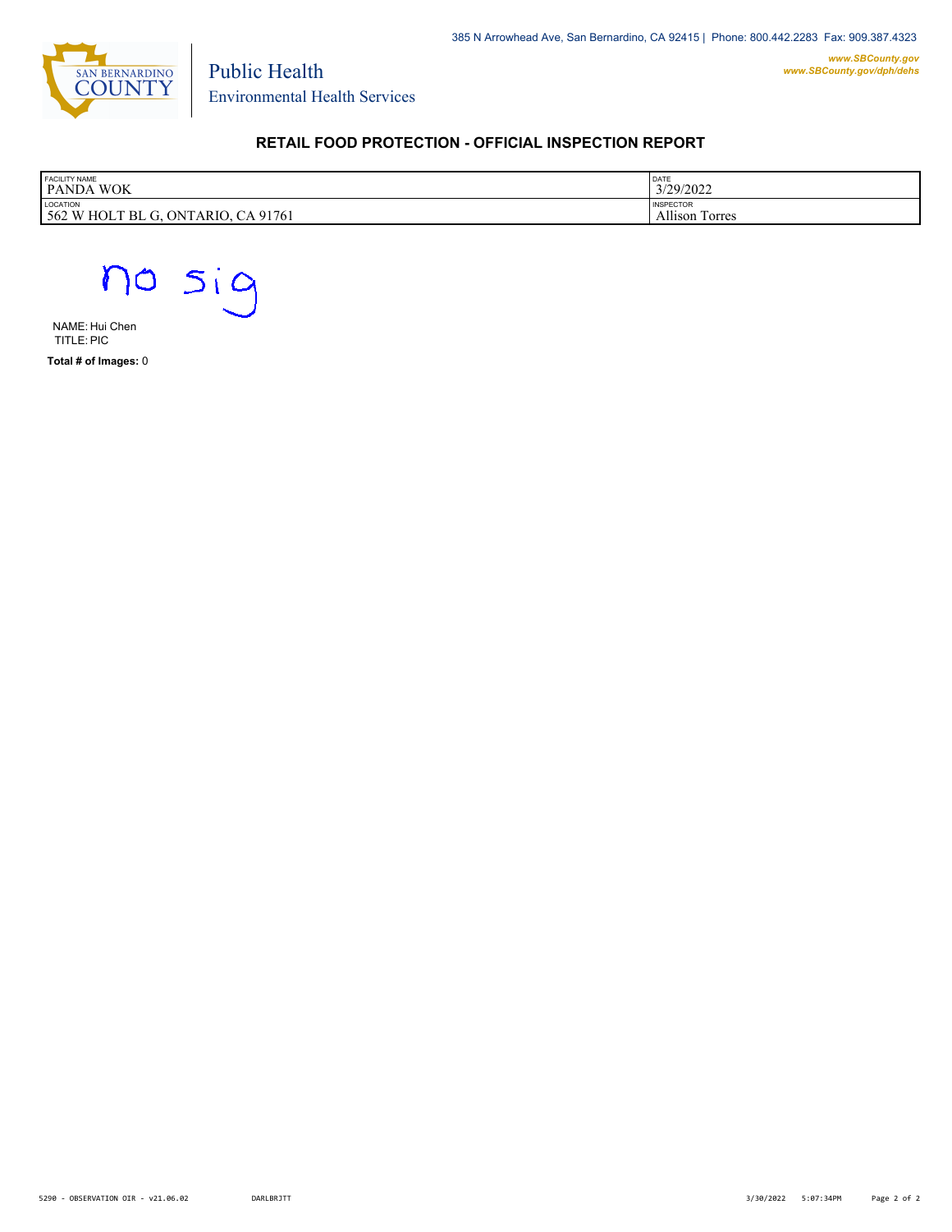385 N Arrowhead Ave, San Bernardino, CA 92415 | Phone: 800.442.2283 Fax: 909.387.4323

*www.SBCounty.gov*
*www.SBCounty.gov/dph/dehs*

SAN BERNARDINO COUNTY

Public Health
Environmental Health Services

## RETAIL FOOD PROTECTION - OFFICIAL INSPECTION REPORT

| | |
|---|---|
| FACILITY NAME<br>PANDA WOK | DATE<br>3/29/2022 |
| LOCATION<br>562 W HOLT BL G, ONTARIO, CA 91761 | INSPECTOR<br>Allison Torres |

no sig

NAME: Hui Chen
TITLE: PIC

**Total # of Images:** 0

5290 - OBSERVATION OIR - v21.06.02 DARLBRJTT 3/30/2022 5:07:34PM